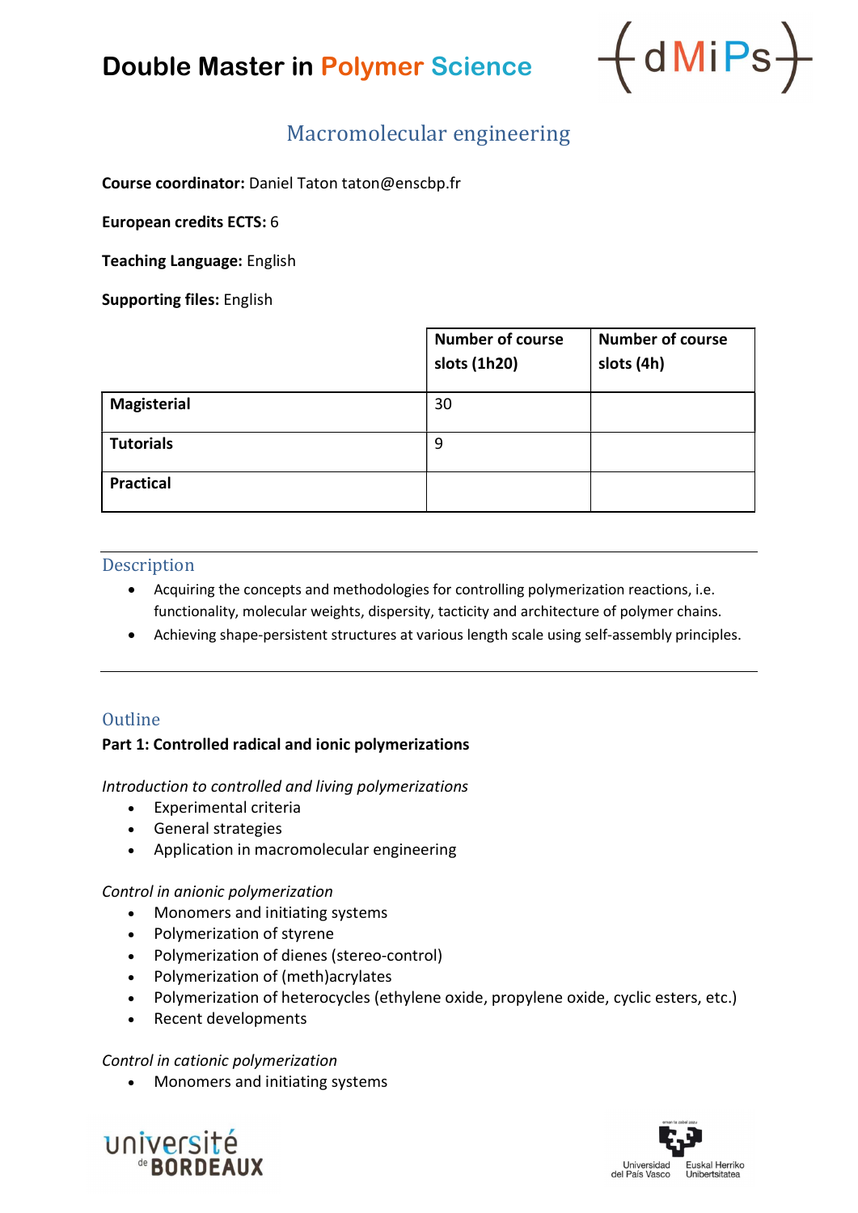# Double Master in Polymer Science

## Macromolecular engineering

**Course coordinator:** Daniel Taton taton@enscbp.fr

**European credits ECTS:** 6

**Teaching Language:** English

**Supporting files:** English

| | Number of course slots (1h20) | Number of course slots (4h) |
|---|---|---|
| **Magisterial** | 30 | |
| **Tutorials** | 9 | |
| **Practical** | | |

### Description

- Acquiring the concepts and methodologies for controlling polymerization reactions, i.e. functionality, molecular weights, dispersity, tacticity and architecture of polymer chains.
- Achieving shape-persistent structures at various length scale using self-assembly principles.

### Outline

**Part 1: Controlled radical and ionic polymerizations**

*Introduction to controlled and living polymerizations*

- Experimental criteria
- General strategies
- Application in macromolecular engineering

*Control in anionic polymerization*

- Monomers and initiating systems
- Polymerization of styrene
- Polymerization of dienes (stereo-control)
- Polymerization of (meth)acrylates
- Polymerization of heterocycles (ethylene oxide, propylene oxide, cyclic esters, etc.)
- Recent developments

*Control in cationic polymerization*

- Monomers and initiating systems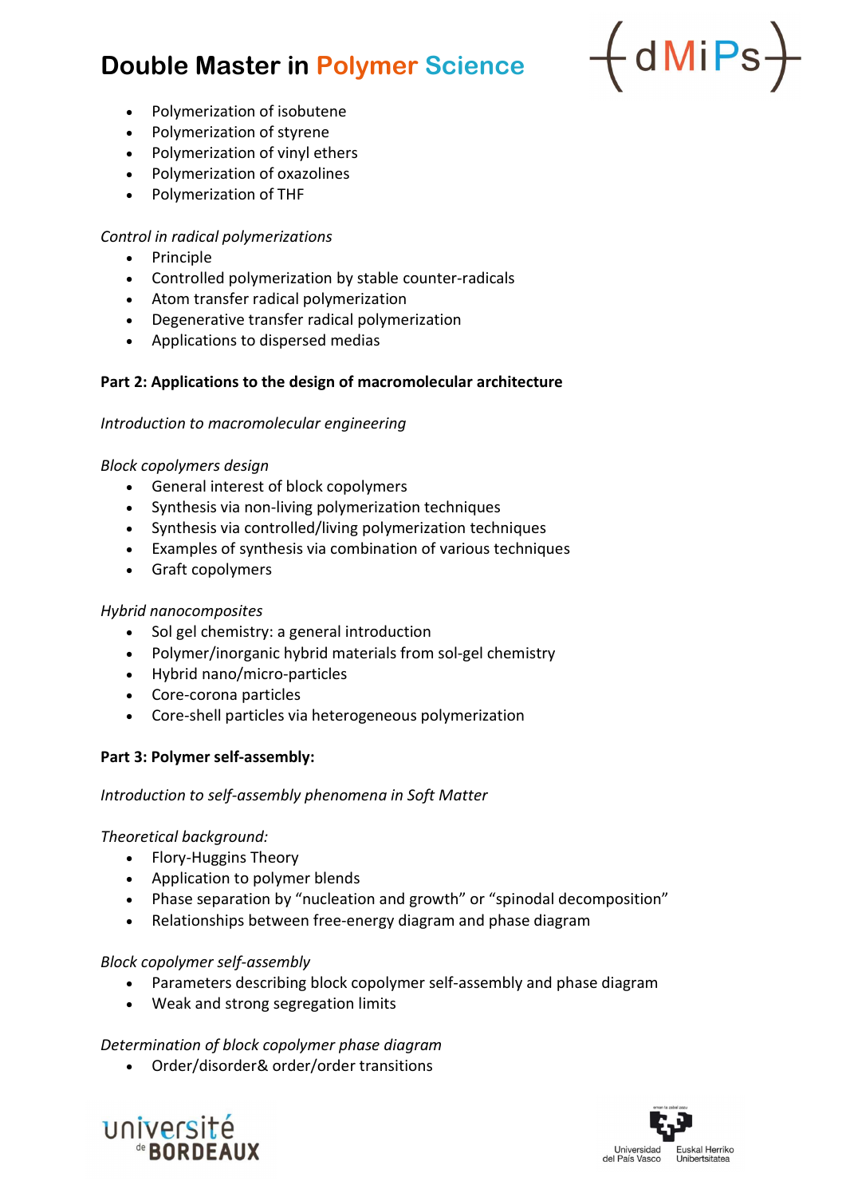- Polymerization of isobutene
- Polymerization of styrene
- Polymerization of vinyl ethers
- Polymerization of oxazolines
- Polymerization of THF

*Control in radical polymerizations*

- Principle
- Controlled polymerization by stable counter-radicals
- Atom transfer radical polymerization
- Degenerative transfer radical polymerization
- Applications to dispersed medias

**Part 2: Applications to the design of macromolecular architecture**

*Introduction to macromolecular engineering*

*Block copolymers design*

- General interest of block copolymers
- Synthesis via non-living polymerization techniques
- Synthesis via controlled/living polymerization techniques
- Examples of synthesis via combination of various techniques
- Graft copolymers

*Hybrid nanocomposites*

- Sol gel chemistry: a general introduction
- Polymer/inorganic hybrid materials from sol-gel chemistry
- Hybrid nano/micro-particles
- Core-corona particles
- Core-shell particles via heterogeneous polymerization

**Part 3: Polymer self-assembly:**

*Introduction to self-assembly phenomena in Soft Matter*

*Theoretical background:*

- Flory-Huggins Theory
- Application to polymer blends
- Phase separation by “nucleation and growth” or “spinodal decomposition”
- Relationships between free-energy diagram and phase diagram

*Block copolymer self-assembly*

- Parameters describing block copolymer self-assembly and phase diagram
- Weak and strong segregation limits

*Determination of block copolymer phase diagram*

- Order/disorder& order/order transitions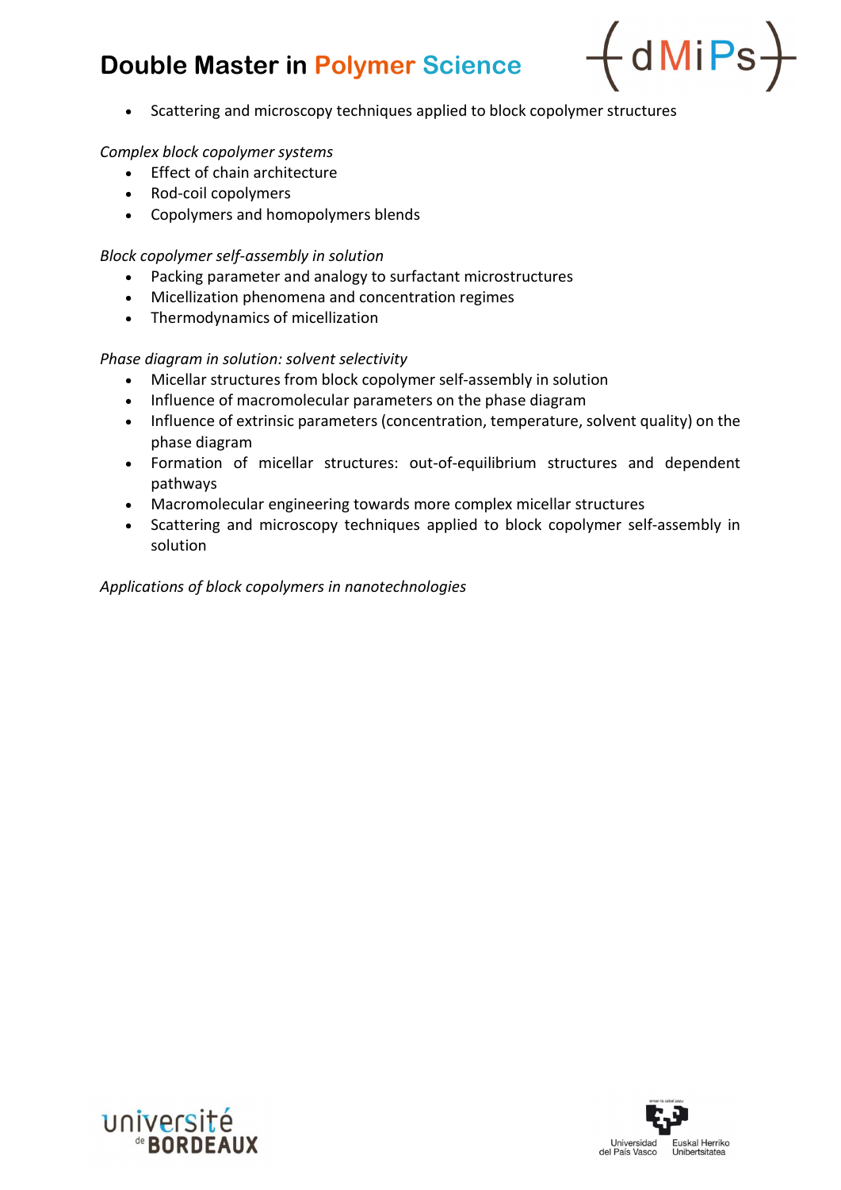- Scattering and microscopy techniques applied to block copolymer structures

*Complex block copolymer systems*

- Effect of chain architecture
- Rod-coil copolymers
- Copolymers and homopolymers blends

*Block copolymer self-assembly in solution*

- Packing parameter and analogy to surfactant microstructures
- Micellization phenomena and concentration regimes
- Thermodynamics of micellization

*Phase diagram in solution: solvent selectivity*

- Micellar structures from block copolymer self-assembly in solution
- Influence of macromolecular parameters on the phase diagram
- Influence of extrinsic parameters (concentration, temperature, solvent quality) on the phase diagram
- Formation of micellar structures: out-of-equilibrium structures and dependent pathways
- Macromolecular engineering towards more complex micellar structures
- Scattering and microscopy techniques applied to block copolymer self-assembly in solution

*Applications of block copolymers in nanotechnologies*